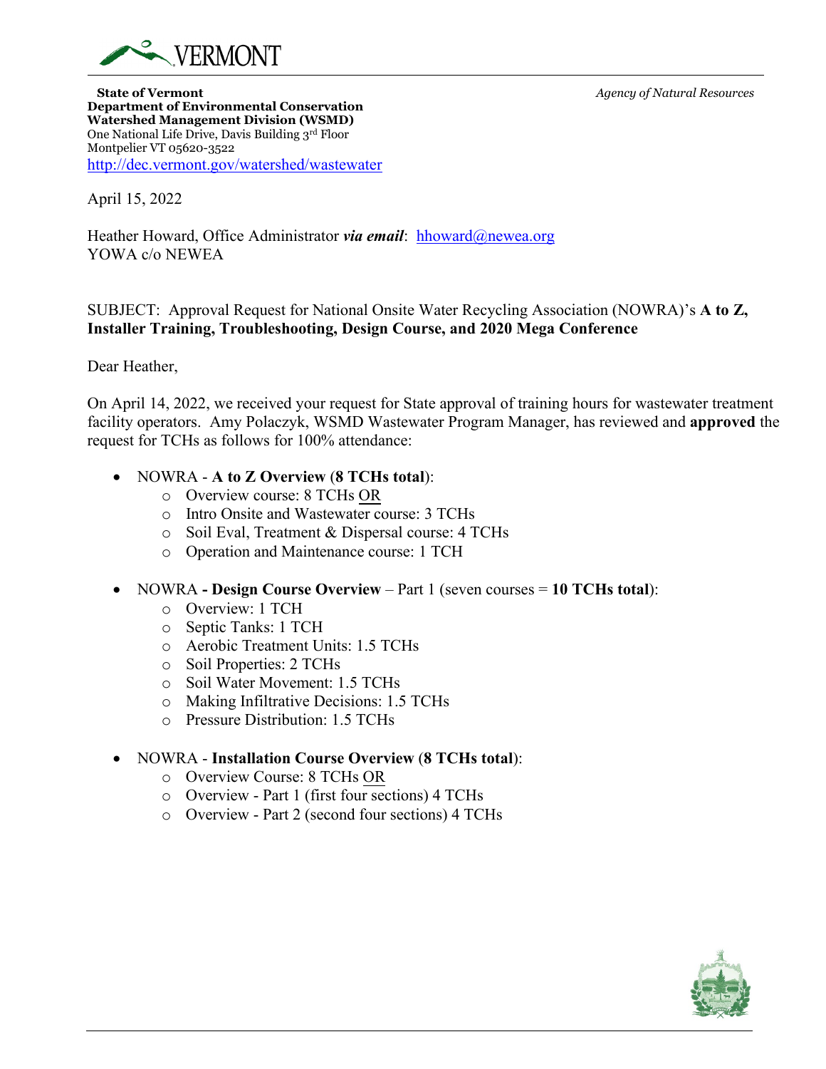VERMONT

**State of Vermont**
**Department of Environmental Conservation**
**Watershed Management Division (WSMD)**
One National Life Drive, Davis Building 3rd Floor
Montpelier VT 05620-3522
http://dec.vermont.gov/watershed/wastewater

*Agency of Natural Resources*

April 15, 2022

Heather Howard, Office Administrator ***via email***: hhoward@newea.org
YOWA c/o NEWEA

SUBJECT: Approval Request for National Onsite Water Recycling Association (NOWRA)'s **A to Z, Installer Training, Troubleshooting, Design Course, and 2020 Mega Conference**

Dear Heather,

On April 14, 2022, we received your request for State approval of training hours for wastewater treatment facility operators. Amy Polaczyk, WSMD Wastewater Program Manager, has reviewed and **approved** the request for TCHs as follows for 100% attendance:

- NOWRA - **A to Z Overview** (**8 TCHs total**):
  - Overview course: 8 TCHs OR
  - Intro Onsite and Wastewater course: 3 TCHs
  - Soil Eval, Treatment & Dispersal course: 4 TCHs
  - Operation and Maintenance course: 1 TCH

- NOWRA **- Design Course Overview** – Part 1 (seven courses = **10 TCHs total**):
  - Overview: 1 TCH
  - Septic Tanks: 1 TCH
  - Aerobic Treatment Units: 1.5 TCHs
  - Soil Properties: 2 TCHs
  - Soil Water Movement: 1.5 TCHs
  - Making Infiltrative Decisions: 1.5 TCHs
  - Pressure Distribution: 1.5 TCHs

- NOWRA - **Installation Course Overview** (**8 TCHs total**):
  - Overview Course: 8 TCHs OR
  - Overview - Part 1 (first four sections) 4 TCHs
  - Overview - Part 2 (second four sections) 4 TCHs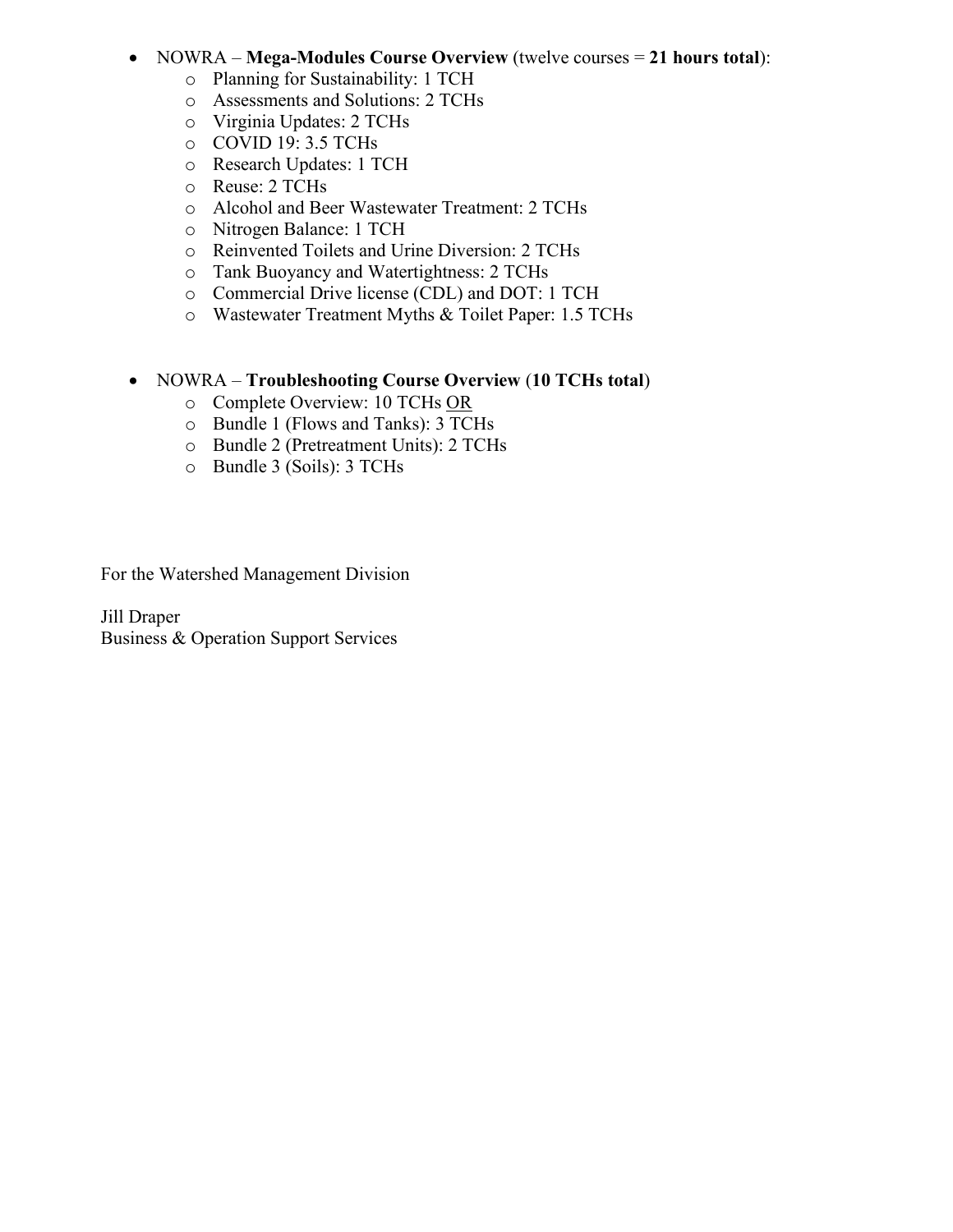- NOWRA – **Mega-Modules Course Overview** (twelve courses = **21 hours total**):
    - Planning for Sustainability: 1 TCH
    - Assessments and Solutions: 2 TCHs
    - Virginia Updates: 2 TCHs
    - COVID 19: 3.5 TCHs
    - Research Updates: 1 TCH
    - Reuse: 2 TCHs
    - Alcohol and Beer Wastewater Treatment: 2 TCHs
    - Nitrogen Balance: 1 TCH
    - Reinvented Toilets and Urine Diversion: 2 TCHs
    - Tank Buoyancy and Watertightness: 2 TCHs
    - Commercial Drive license (CDL) and DOT: 1 TCH
    - Wastewater Treatment Myths & Toilet Paper: 1.5 TCHs

- NOWRA – **Troubleshooting Course Overview** (**10 TCHs total**)
    - Complete Overview: 10 TCHs <u>OR</u>
    - Bundle 1 (Flows and Tanks): 3 TCHs
    - Bundle 2 (Pretreatment Units): 2 TCHs
    - Bundle 3 (Soils): 3 TCHs

For the Watershed Management Division

Jill Draper  
Business & Operation Support Services